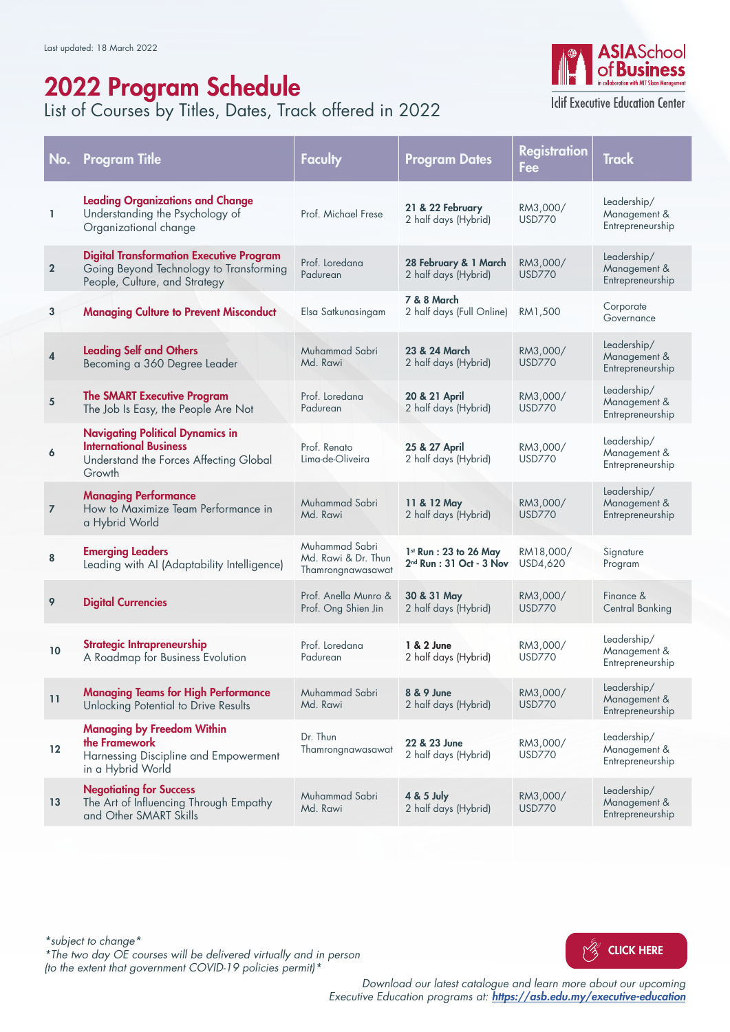Last updated: 18 March 2022

# 2022 Program Schedule

List of Courses by Titles, Dates, Track offered in 2022

ASIASchool of Business
in collaboration with MIT Sloan Management

Iclif Executive Education Center

| No. | Program Title | Faculty | Program Dates | Registration Fee | Track |
|---|---|---|---|---|---|
| 1 | **Leading Organizations and Change**<br>Understanding the Psychology of Organizational change | Prof. Michael Frese | **21 & 22 February**<br>2 half days (Hybrid) | RM3,000/ USD770 | Leadership/ Management & Entrepreneurship |
| 2 | **Digital Transformation Executive Program**<br>Going Beyond Technology to Transforming People, Culture, and Strategy | Prof. Loredana Padurean | **28 February & 1 March**<br>2 half days (Hybrid) | RM3,000/ USD770 | Leadership/ Management & Entrepreneurship |
| 3 | **Managing Culture to Prevent Misconduct** | Elsa Satkunasingam | **7 & 8 March**<br>2 half days (Full Online) | RM1,500 | Corporate Governance |
| 4 | **Leading Self and Others**<br>Becoming a 360 Degree Leader | Muhammad Sabri Md. Rawi | **23 & 24 March**<br>2 half days (Hybrid) | RM3,000/ USD770 | Leadership/ Management & Entrepreneurship |
| 5 | **The SMART Executive Program**<br>The Job Is Easy, the People Are Not | Prof. Loredana Padurean | **20 & 21 April**<br>2 half days (Hybrid) | RM3,000/ USD770 | Leadership/ Management & Entrepreneurship |
| 6 | **Navigating Political Dynamics in International Business**<br>Understand the Forces Affecting Global Growth | Prof. Renato Lima-de-Oliveira | **25 & 27 April**<br>2 half days (Hybrid) | RM3,000/ USD770 | Leadership/ Management & Entrepreneurship |
| 7 | **Managing Performance**<br>How to Maximize Team Performance in a Hybrid World | Muhammad Sabri Md. Rawi | **11 & 12 May**<br>2 half days (Hybrid) | RM3,000/ USD770 | Leadership/ Management & Entrepreneurship |
| 8 | **Emerging Leaders**<br>Leading with AI (Adaptability Intelligence) | Muhammad Sabri Md. Rawi & Dr. Thun Thamrongnawasawat | **1st Run : 23 to 26 May**<br>**2nd Run : 31 Oct - 3 Nov** | RM18,000/ USD4,620 | Signature Program |
| 9 | **Digital Currencies** | Prof. Anella Munro & Prof. Ong Shien Jin | **30 & 31 May**<br>2 half days (Hybrid) | RM3,000/ USD770 | Finance & Central Banking |
| 10 | **Strategic Intrapreneurship**<br>A Roadmap for Business Evolution | Prof. Loredana Padurean | **1 & 2 June**<br>2 half days (Hybrid) | RM3,000/ USD770 | Leadership/ Management & Entrepreneurship |
| 11 | **Managing Teams for High Performance**<br>Unlocking Potential to Drive Results | Muhammad Sabri Md. Rawi | **8 & 9 June**<br>2 half days (Hybrid) | RM3,000/ USD770 | Leadership/ Management & Entrepreneurship |
| 12 | **Managing by Freedom Within the Framework**<br>Harnessing Discipline and Empowerment in a Hybrid World | Dr. Thun Thamrongnawasawat | **22 & 23 June**<br>2 half days (Hybrid) | RM3,000/ USD770 | Leadership/ Management & Entrepreneurship |
| 13 | **Negotiating for Success**<br>The Art of Influencing Through Empathy and Other SMART Skills | Muhammad Sabri Md. Rawi | **4 & 5 July**<br>2 half days (Hybrid) | RM3,000/ USD770 | Leadership/ Management & Entrepreneurship |

*\*subject to change\**
*\*The two day OE courses will be delivered virtually and in person (to the extent that government COVID-19 policies permit)\**

CLICK HERE

*Download our latest catalogue and learn more about our upcoming Executive Education programs at:* ***https://asb.edu.my/executive-education***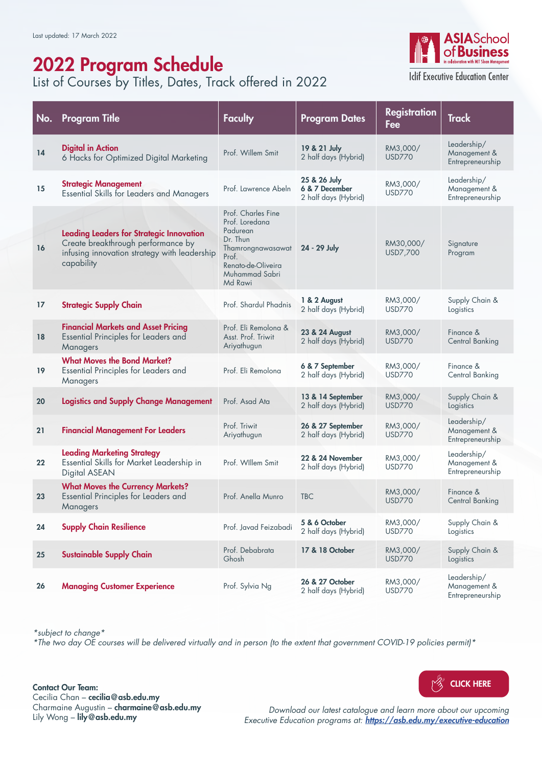Last updated: 17 March 2022

# 2022 Program Schedule

List of Courses by Titles, Dates, Track offered in 2022

ASIA School of Business in collaboration with MIT Sloan Management

Iclif Executive Education Center

| No. | Program Title | Faculty | Program Dates | Registration Fee | Track |
|---|---|---|---|---|---|
| 14 | **Digital in Action** 6 Hacks for Optimized Digital Marketing | Prof. Willem Smit | **19 & 21 July** 2 half days (Hybrid) | RM3,000/ USD770 | Leadership/ Management & Entrepreneurship |
| 15 | **Strategic Management** Essential Skills for Leaders and Managers | Prof. Lawrence Abeln | **25 & 26 July** **6 & 7 December** 2 half days (Hybrid) | RM3,000/ USD770 | Leadership/ Management & Entrepreneurship |
| 16 | **Leading Leaders for Strategic Innovation** Create breakthrough performance by infusing innovation strategy with leadership capability | Prof. Charles Fine Prof. Loredana Padurean Dr. Thun Thamrongnawasawat Prof. Renato-de-Oliveira Muhammad Sabri Md Rawi | **24 - 29 July** | RM30,000/ USD7,700 | Signature Program |
| 17 | **Strategic Supply Chain** | Prof. Shardul Phadnis | **1 & 2 August** 2 half days (Hybrid) | RM3,000/ USD770 | Supply Chain & Logistics |
| 18 | **Financial Markets and Asset Pricing** Essential Principles for Leaders and Managers | Prof. Eli Remolona & Asst. Prof. Triwit Ariyathugun | **23 & 24 August** 2 half days (Hybrid) | RM3,000/ USD770 | Finance & Central Banking |
| 19 | **What Moves the Bond Market?** Essential Principles for Leaders and Managers | Prof. Eli Remolona | **6 & 7 September** 2 half days (Hybrid) | RM3,000/ USD770 | Finance & Central Banking |
| 20 | **Logistics and Supply Change Management** | Prof. Asad Ata | **13 & 14 September** 2 half days (Hybrid) | RM3,000/ USD770 | Supply Chain & Logistics |
| 21 | **Financial Management For Leaders** | Prof. Triwit Ariyathugun | **26 & 27 September** 2 half days (Hybrid) | RM3,000/ USD770 | Leadership/ Management & Entrepreneurship |
| 22 | **Leading Marketing Strategy** Essential Skills for Market Leadership in Digital ASEAN | Prof. WIllem Smit | **22 & 24 November** 2 half days (Hybrid) | RM3,000/ USD770 | Leadership/ Management & Entrepreneurship |
| 23 | **What Moves the Currency Markets?** Essential Principles for Leaders and Managers | Prof. Anella Munro | TBC | RM3,000/ USD770 | Finance & Central Banking |
| 24 | **Supply Chain Resilience** | Prof. Javad Feizabadi | **5 & 6 October** 2 half days (Hybrid) | RM3,000/ USD770 | Supply Chain & Logistics |
| 25 | **Sustainable Supply Chain** | Prof. Debabrata Ghosh | **17 & 18 October** | RM3,000/ USD770 | Supply Chain & Logistics |
| 26 | **Managing Customer Experience** | Prof. Sylvia Ng | **26 & 27 October** 2 half days (Hybrid) | RM3,000/ USD770 | Leadership/ Management & Entrepreneurship |

*\*subject to change\**
*\*The two day OE courses will be delivered virtually and in person (to the extent that government COVID-19 policies permit)\**

**Contact Our Team:**
Cecilia Chan – **cecilia@asb.edu.my**
Charmaine Augustin – **charmaine@asb.edu.my**
Lily Wong – **lily@asb.edu.my**

**CLICK HERE**

*Download our latest catalogue and learn more about our upcoming Executive Education programs at:* ***https://asb.edu.my/executive-education***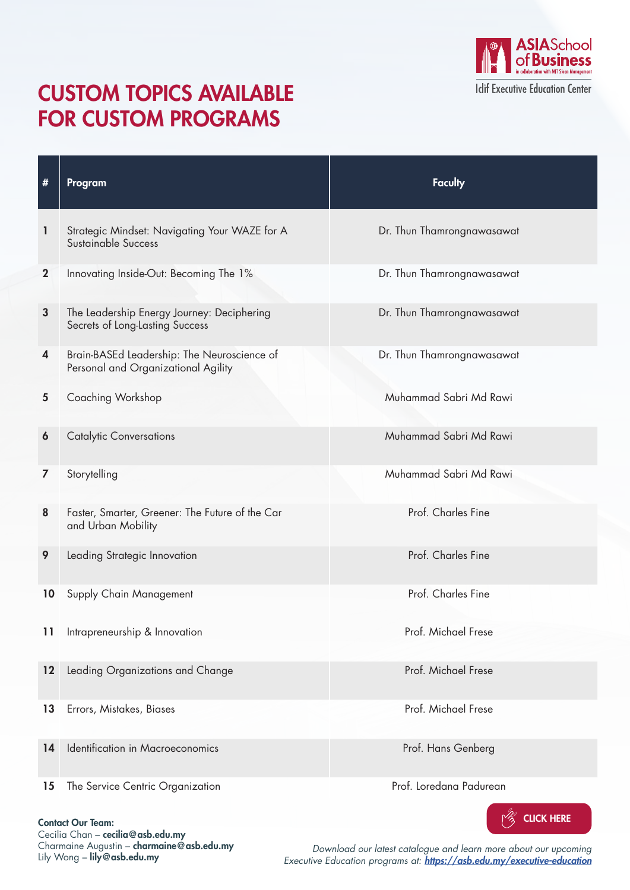ASIA School of Business
in collaboration with MIT Sloan Management
Iclif Executive Education Center

# CUSTOM TOPICS AVAILABLE FOR CUSTOM PROGRAMS

| # | Program | Faculty |
|---|---|---|
| 1 | Strategic Mindset: Navigating Your WAZE for A Sustainable Success | Dr. Thun Thamrongnawasawat |
| 2 | Innovating Inside-Out: Becoming The 1% | Dr. Thun Thamrongnawasawat |
| 3 | The Leadership Energy Journey: Deciphering Secrets of Long-Lasting Success | Dr. Thun Thamrongnawasawat |
| 4 | Brain-BASEd Leadership: The Neuroscience of Personal and Organizational Agility | Dr. Thun Thamrongnawasawat |
| 5 | Coaching Workshop | Muhammad Sabri Md Rawi |
| 6 | Catalytic Conversations | Muhammad Sabri Md Rawi |
| 7 | Storytelling | Muhammad Sabri Md Rawi |
| 8 | Faster, Smarter, Greener: The Future of the Car and Urban Mobility | Prof. Charles Fine |
| 9 | Leading Strategic Innovation | Prof. Charles Fine |
| 10 | Supply Chain Management | Prof. Charles Fine |
| 11 | Intrapreneurship & Innovation | Prof. Michael Frese |
| 12 | Leading Organizations and Change | Prof. Michael Frese |
| 13 | Errors, Mistakes, Biases | Prof. Michael Frese |
| 14 | Identification in Macroeconomics | Prof. Hans Genberg |
| 15 | The Service Centric Organization | Prof. Loredana Padurean |

**Contact Our Team:**
Cecilia Chan – **cecilia@asb.edu.my**
Charmaine Augustin – **charmaine@asb.edu.my**
Lily Wong – **lily@asb.edu.my**

**CLICK HERE**

*Download our latest catalogue and learn more about our upcoming Executive Education programs at:* ***https://asb.edu.my/executive-education***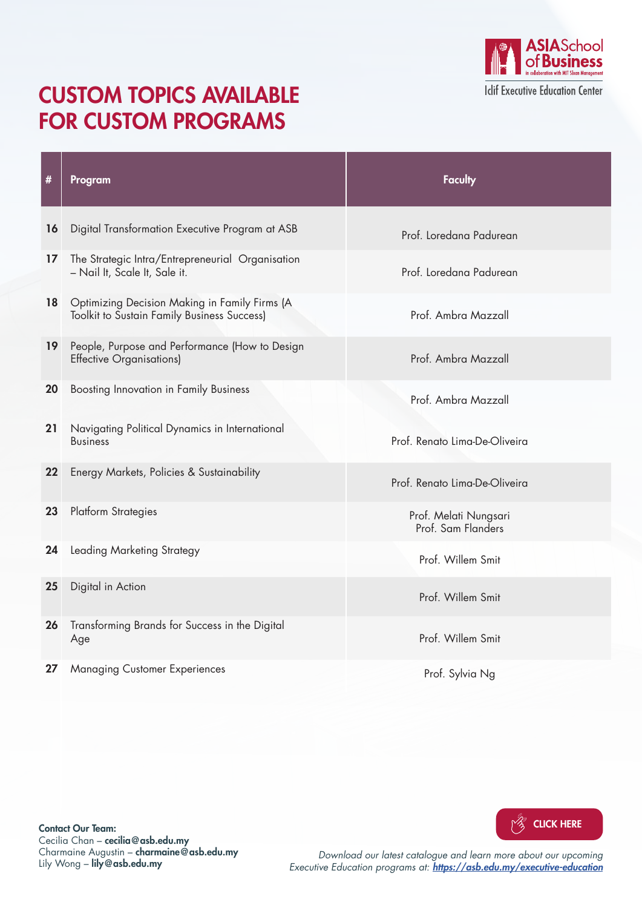# CUSTOM TOPICS AVAILABLE FOR CUSTOM PROGRAMS

ASIA School of Business in collaboration with MIT Sloan Management

Iclif Executive Education Center

| # | Program | Faculty |
|---|---|---|
| 16 | Digital Transformation Executive Program at ASB | Prof. Loredana Padurean |
| 17 | The Strategic Intra/Entrepreneurial Organisation – Nail It, Scale It, Sale it. | Prof. Loredana Padurean |
| 18 | Optimizing Decision Making in Family Firms (A Toolkit to Sustain Family Business Success) | Prof. Ambra Mazzall |
| 19 | People, Purpose and Performance (How to Design Effective Organisations) | Prof. Ambra Mazzall |
| 20 | Boosting Innovation in Family Business | Prof. Ambra Mazzall |
| 21 | Navigating Political Dynamics in International Business | Prof. Renato Lima-De-Oliveira |
| 22 | Energy Markets, Policies & Sustainability | Prof. Renato Lima-De-Oliveira |
| 23 | Platform Strategies | Prof. Melati Nungsari<br>Prof. Sam Flanders |
| 24 | Leading Marketing Strategy | Prof. Willem Smit |
| 25 | Digital in Action | Prof. Willem Smit |
| 26 | Transforming Brands for Success in the Digital Age | Prof. Willem Smit |
| 27 | Managing Customer Experiences | Prof. Sylvia Ng |

**Contact Our Team:**
Cecilia Chan – **cecilia@asb.edu.my**
Charmaine Augustin – **charmaine@asb.edu.my**
Lily Wong – **lily@asb.edu.my**

**CLICK HERE**

*Download our latest catalogue and learn more about our upcoming Executive Education programs at:* ***https://asb.edu.my/executive-education***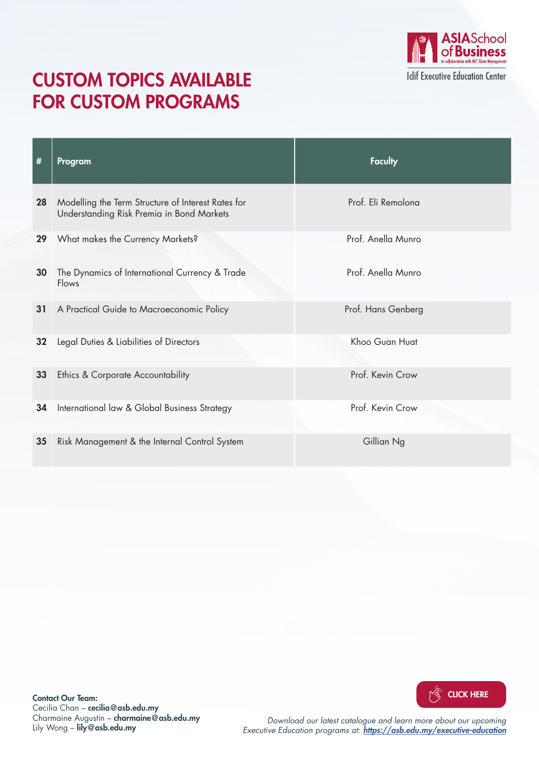ASIA School of Business
in collaboration with MIT Sloan Management

Iclif Executive Education Center

# CUSTOM TOPICS AVAILABLE FOR CUSTOM PROGRAMS

| # | Program | Faculty |
|---|---|---|
| 28 | Modelling the Term Structure of Interest Rates for Understanding Risk Premia in Bond Markets | Prof. Eli Remolona |
| 29 | What makes the Currency Markets? | Prof. Anella Munro |
| 30 | The Dynamics of International Currency & Trade Flows | Prof. Anella Munro |
| 31 | A Practical Guide to Macroeconomic Policy | Prof. Hans Genberg |
| 32 | Legal Duties & Liabilities of Directors | Khoo Guan Huat |
| 33 | Ethics & Corporate Accountability | Prof. Kevin Crow |
| 34 | International law & Global Business Strategy | Prof. Kevin Crow |
| 35 | Risk Management & the Internal Control System | Gillian Ng |

**Contact Our Team:**
Cecilia Chan – **cecilia@asb.edu.my**
Charmaine Augustin – **charmaine@asb.edu.my**
Lily Wong – **lily@asb.edu.my**

CLICK HERE

*Download our latest catalogue and learn more about our upcoming Executive Education programs at:* ***https://asb.edu.my/executive-education***